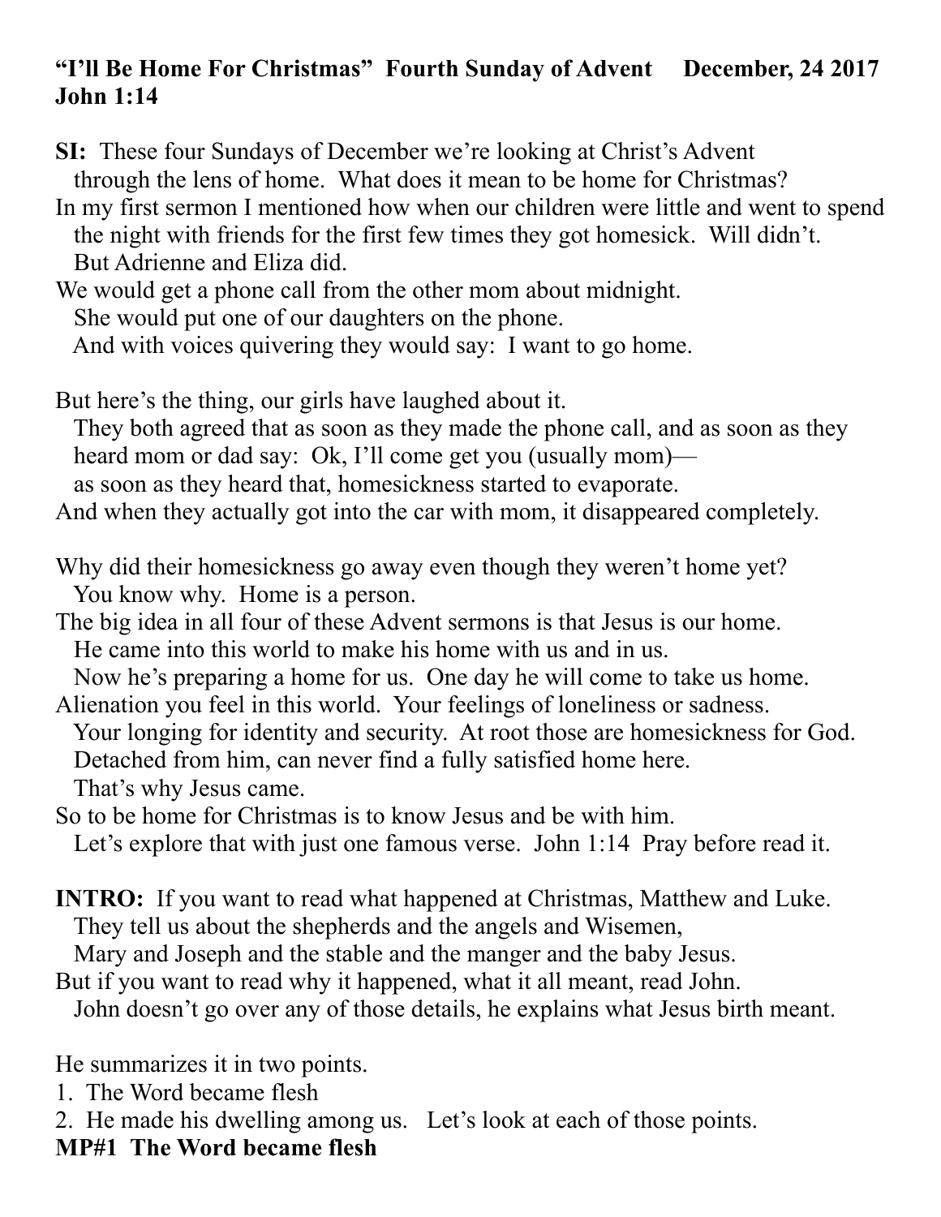**"I'll Be Home For Christmas" Fourth Sunday of Advent December, 24 2017**
**John 1:14**

**SI:** These four Sundays of December we're looking at Christ's Advent through the lens of home. What does it mean to be home for Christmas?
In my first sermon I mentioned how when our children were little and went to spend the night with friends for the first few times they got homesick. Will didn't. But Adrienne and Eliza did.
We would get a phone call from the other mom about midnight.
She would put one of our daughters on the phone.
And with voices quivering they would say: I want to go home.

But here's the thing, our girls have laughed about it.
They both agreed that as soon as they made the phone call, and as soon as they heard mom or dad say: Ok, I'll come get you (usually mom)—
as soon as they heard that, homesickness started to evaporate.
And when they actually got into the car with mom, it disappeared completely.

Why did their homesickness go away even though they weren't home yet?
You know why. Home is a person.
The big idea in all four of these Advent sermons is that Jesus is our home.
He came into this world to make his home with us and in us.
Now he's preparing a home for us. One day he will come to take us home.
Alienation you feel in this world. Your feelings of loneliness or sadness.
Your longing for identity and security. At root those are homesickness for God.
Detached from him, can never find a fully satisfied home here.
That's why Jesus came.
So to be home for Christmas is to know Jesus and be with him.
Let's explore that with just one famous verse. John 1:14 Pray before read it.

**INTRO:** If you want to read what happened at Christmas, Matthew and Luke.
They tell us about the shepherds and the angels and Wisemen,
Mary and Joseph and the stable and the manger and the baby Jesus.
But if you want to read why it happened, what it all meant, read John.
John doesn't go over any of those details, he explains what Jesus birth meant.

He summarizes it in two points.

1. The Word became flesh
2. He made his dwelling among us. Let's look at each of those points.

**MP#1 The Word became flesh**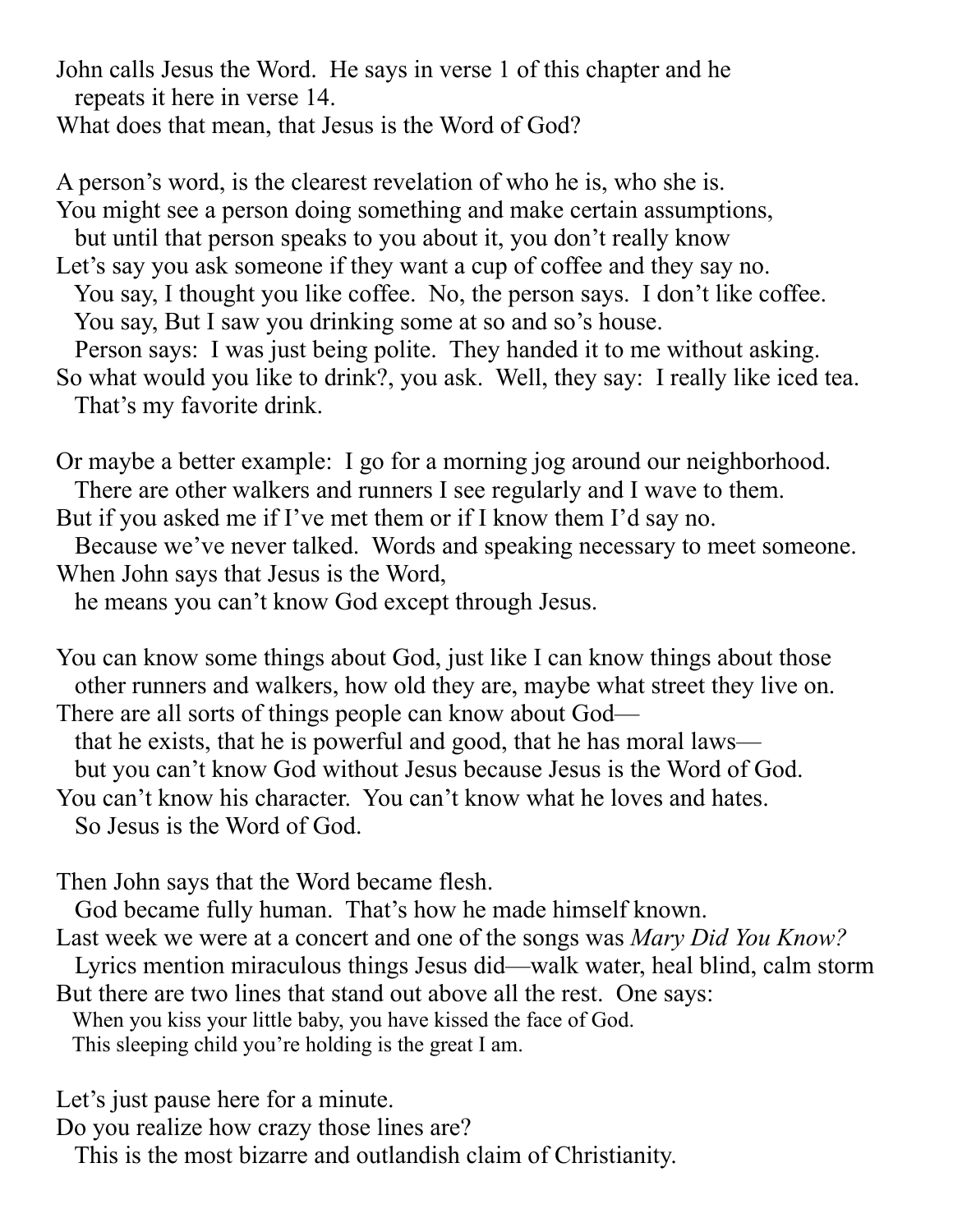John calls Jesus the Word. He says in verse 1 of this chapter and he repeats it here in verse 14.
What does that mean, that Jesus is the Word of God?

A person's word, is the clearest revelation of who he is, who she is.
You might see a person doing something and make certain assumptions, but until that person speaks to you about it, you don't really know
Let's say you ask someone if they want a cup of coffee and they say no.
You say, I thought you like coffee. No, the person says. I don't like coffee.
You say, But I saw you drinking some at so and so's house.
Person says: I was just being polite. They handed it to me without asking.
So what would you like to drink?, you ask. Well, they say: I really like iced tea. That's my favorite drink.

Or maybe a better example: I go for a morning jog around our neighborhood.
There are other walkers and runners I see regularly and I wave to them.
But if you asked me if I've met them or if I know them I'd say no.
Because we've never talked. Words and speaking necessary to meet someone.
When John says that Jesus is the Word,
he means you can't know God except through Jesus.

You can know some things about God, just like I can know things about those other runners and walkers, how old they are, maybe what street they live on.
There are all sorts of things people can know about God—
that he exists, that he is powerful and good, that he has moral laws—
but you can't know God without Jesus because Jesus is the Word of God.
You can't know his character. You can't know what he loves and hates.
So Jesus is the Word of God.

Then John says that the Word became flesh.
God became fully human. That's how he made himself known.
Last week we were at a concert and one of the songs was *Mary Did You Know?*
Lyrics mention miraculous things Jesus did—walk water, heal blind, calm storm
But there are two lines that stand out above all the rest. One says:
When you kiss your little baby, you have kissed the face of God.
This sleeping child you're holding is the great I am.

Let's just pause here for a minute.
Do you realize how crazy those lines are?
This is the most bizarre and outlandish claim of Christianity.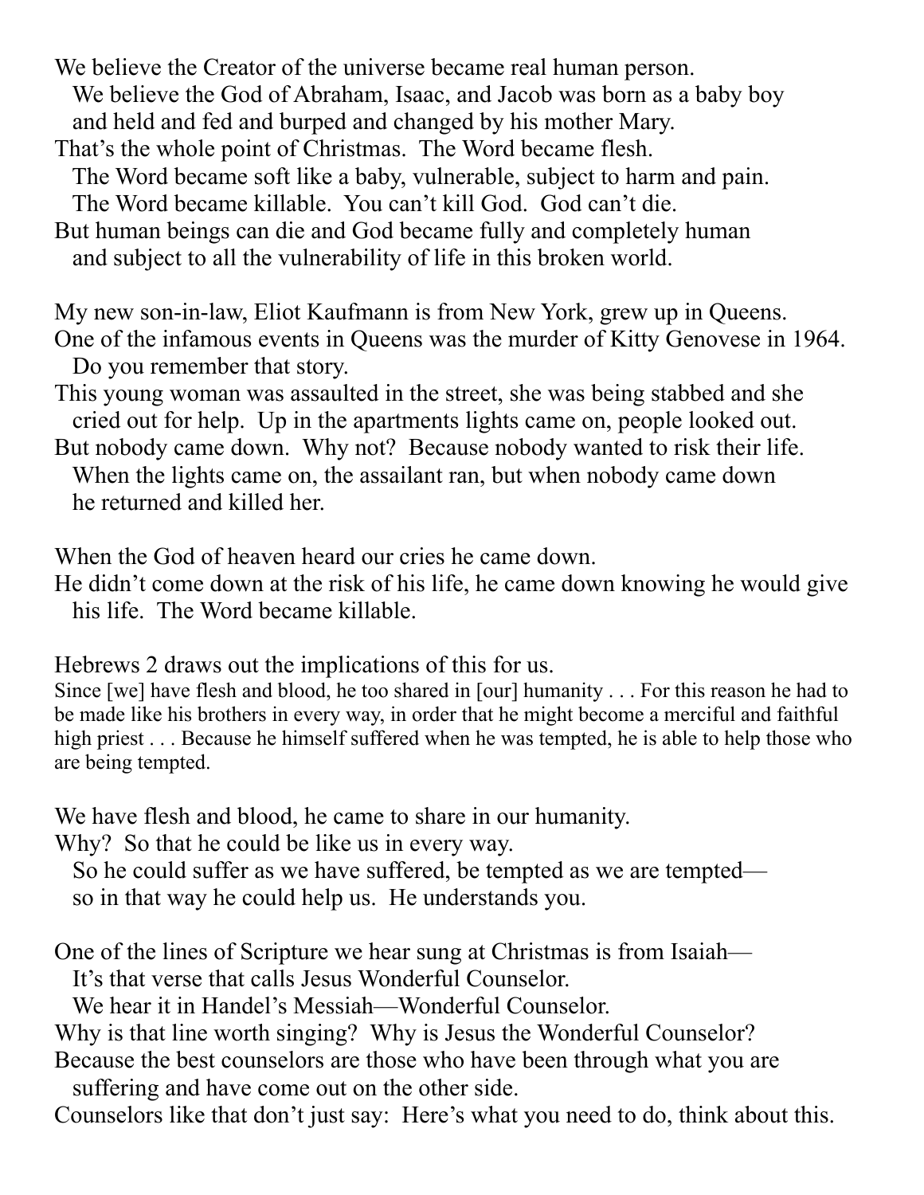We believe the Creator of the universe became real human person.
We believe the God of Abraham, Isaac, and Jacob was born as a baby boy and held and fed and burped and changed by his mother Mary.
That's the whole point of Christmas. The Word became flesh.
The Word became soft like a baby, vulnerable, subject to harm and pain.
The Word became killable. You can't kill God. God can't die.
But human beings can die and God became fully and completely human and subject to all the vulnerability of life in this broken world.

My new son-in-law, Eliot Kaufmann is from New York, grew up in Queens.
One of the infamous events in Queens was the murder of Kitty Genovese in 1964.
Do you remember that story.
This young woman was assaulted in the street, she was being stabbed and she cried out for help. Up in the apartments lights came on, people looked out.
But nobody came down. Why not? Because nobody wanted to risk their life.
When the lights came on, the assailant ran, but when nobody came down he returned and killed her.

When the God of heaven heard our cries he came down.
He didn't come down at the risk of his life, he came down knowing he would give his life. The Word became killable.

Hebrews 2 draws out the implications of this for us.

Since [we] have flesh and blood, he too shared in [our] humanity . . . For this reason he had to be made like his brothers in every way, in order that he might become a merciful and faithful high priest . . . Because he himself suffered when he was tempted, he is able to help those who are being tempted.

We have flesh and blood, he came to share in our humanity.
Why? So that he could be like us in every way.
So he could suffer as we have suffered, be tempted as we are tempted—so in that way he could help us. He understands you.

One of the lines of Scripture we hear sung at Christmas is from Isaiah—
It's that verse that calls Jesus Wonderful Counselor.
We hear it in Handel's Messiah—Wonderful Counselor.
Why is that line worth singing? Why is Jesus the Wonderful Counselor?
Because the best counselors are those who have been through what you are suffering and have come out on the other side.
Counselors like that don't just say: Here's what you need to do, think about this.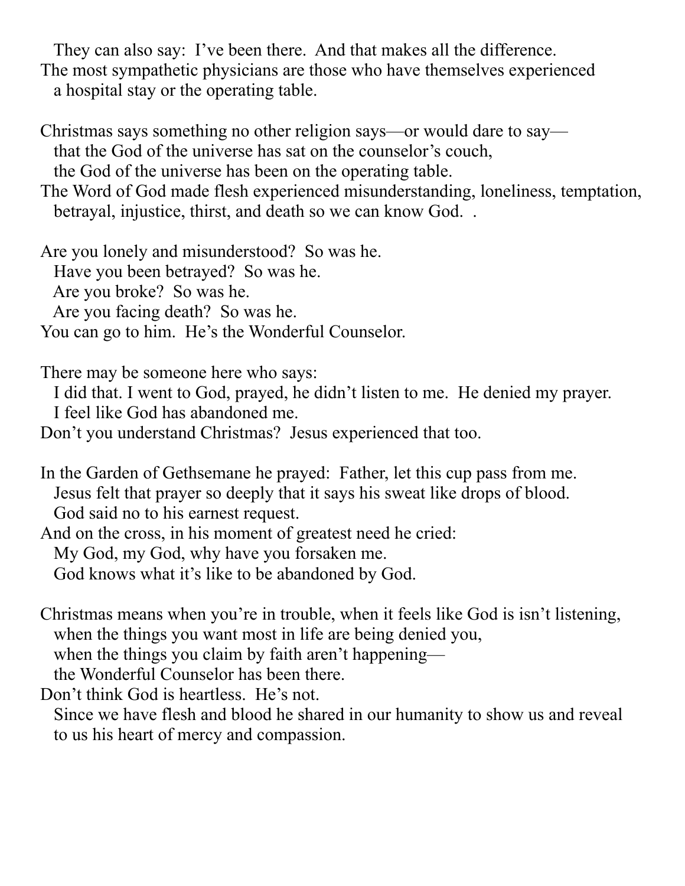They can also say: I've been there. And that makes all the difference.
The most sympathetic physicians are those who have themselves experienced a hospital stay or the operating table.

Christmas says something no other religion says—or would dare to say—
that the God of the universe has sat on the counselor's couch,
the God of the universe has been on the operating table.
The Word of God made flesh experienced misunderstanding, loneliness, temptation, betrayal, injustice, thirst, and death so we can know God. .

Are you lonely and misunderstood? So was he.
Have you been betrayed? So was he.
Are you broke? So was he.
Are you facing death? So was he.
You can go to him. He's the Wonderful Counselor.

There may be someone here who says:
I did that. I went to God, prayed, he didn't listen to me. He denied my prayer.
I feel like God has abandoned me.
Don't you understand Christmas? Jesus experienced that too.

In the Garden of Gethsemane he prayed: Father, let this cup pass from me.
Jesus felt that prayer so deeply that it says his sweat like drops of blood.
God said no to his earnest request.
And on the cross, in his moment of greatest need he cried:
My God, my God, why have you forsaken me.
God knows what it's like to be abandoned by God.

Christmas means when you're in trouble, when it feels like God is isn't listening,
when the things you want most in life are being denied you,
when the things you claim by faith aren't happening—
the Wonderful Counselor has been there.
Don't think God is heartless. He's not.
Since we have flesh and blood he shared in our humanity to show us and reveal to us his heart of mercy and compassion.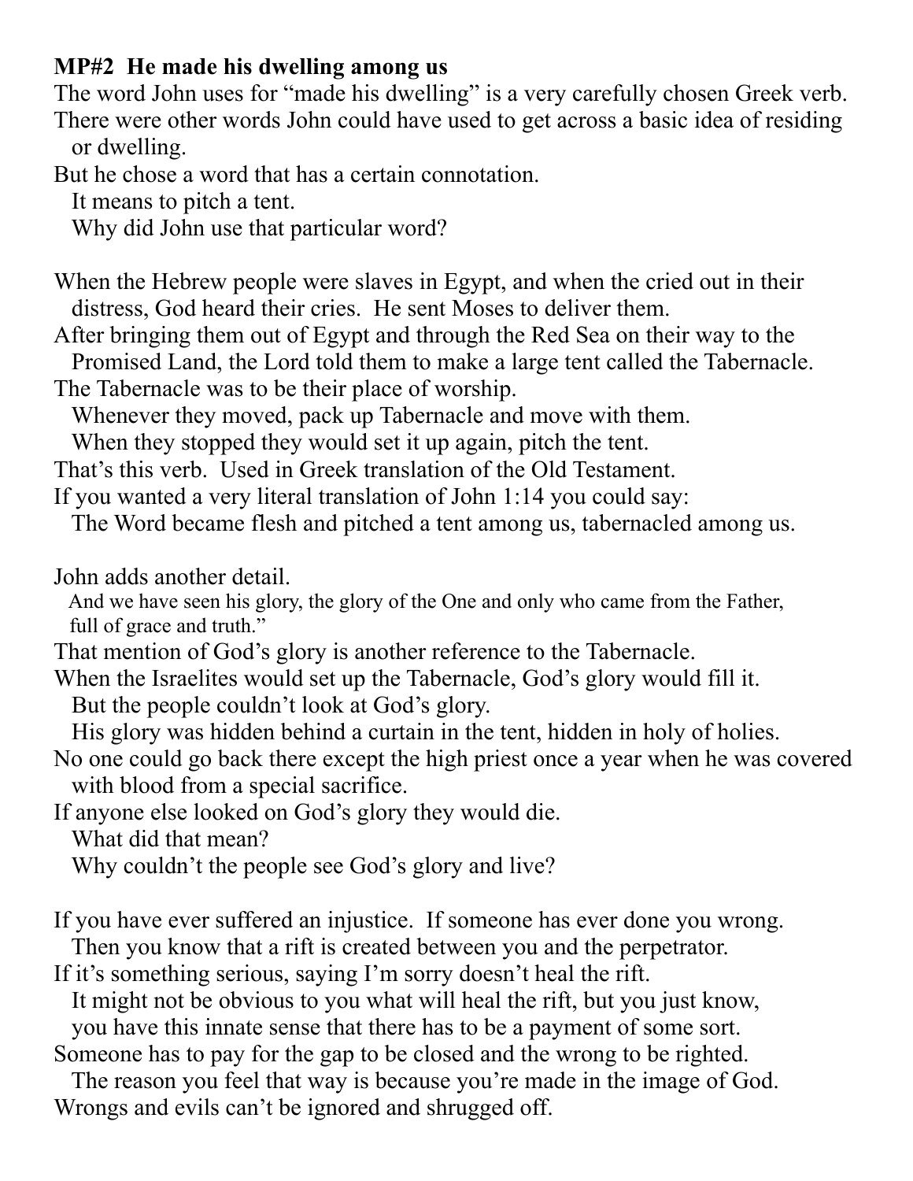**MP#2 He made his dwelling among us**

The word John uses for "made his dwelling" is a very carefully chosen Greek verb.
There were other words John could have used to get across a basic idea of residing or dwelling.
But he chose a word that has a certain connotation.
It means to pitch a tent.
Why did John use that particular word?

When the Hebrew people were slaves in Egypt, and when the cried out in their distress, God heard their cries. He sent Moses to deliver them.
After bringing them out of Egypt and through the Red Sea on their way to the Promised Land, the Lord told them to make a large tent called the Tabernacle.
The Tabernacle was to be their place of worship.
Whenever they moved, pack up Tabernacle and move with them.
When they stopped they would set it up again, pitch the tent.
That's this verb. Used in Greek translation of the Old Testament.
If you wanted a very literal translation of John 1:14 you could say:
The Word became flesh and pitched a tent among us, tabernacled among us.

John adds another detail.
And we have seen his glory, the glory of the One and only who came from the Father, full of grace and truth."
That mention of God's glory is another reference to the Tabernacle.
When the Israelites would set up the Tabernacle, God's glory would fill it.
But the people couldn't look at God's glory.
His glory was hidden behind a curtain in the tent, hidden in holy of holies.
No one could go back there except the high priest once a year when he was covered with blood from a special sacrifice.
If anyone else looked on God's glory they would die.
What did that mean?
Why couldn't the people see God's glory and live?

If you have ever suffered an injustice. If someone has ever done you wrong.
Then you know that a rift is created between you and the perpetrator.
If it's something serious, saying I'm sorry doesn't heal the rift.
It might not be obvious to you what will heal the rift, but you just know, you have this innate sense that there has to be a payment of some sort.
Someone has to pay for the gap to be closed and the wrong to be righted.
The reason you feel that way is because you're made in the image of God.
Wrongs and evils can't be ignored and shrugged off.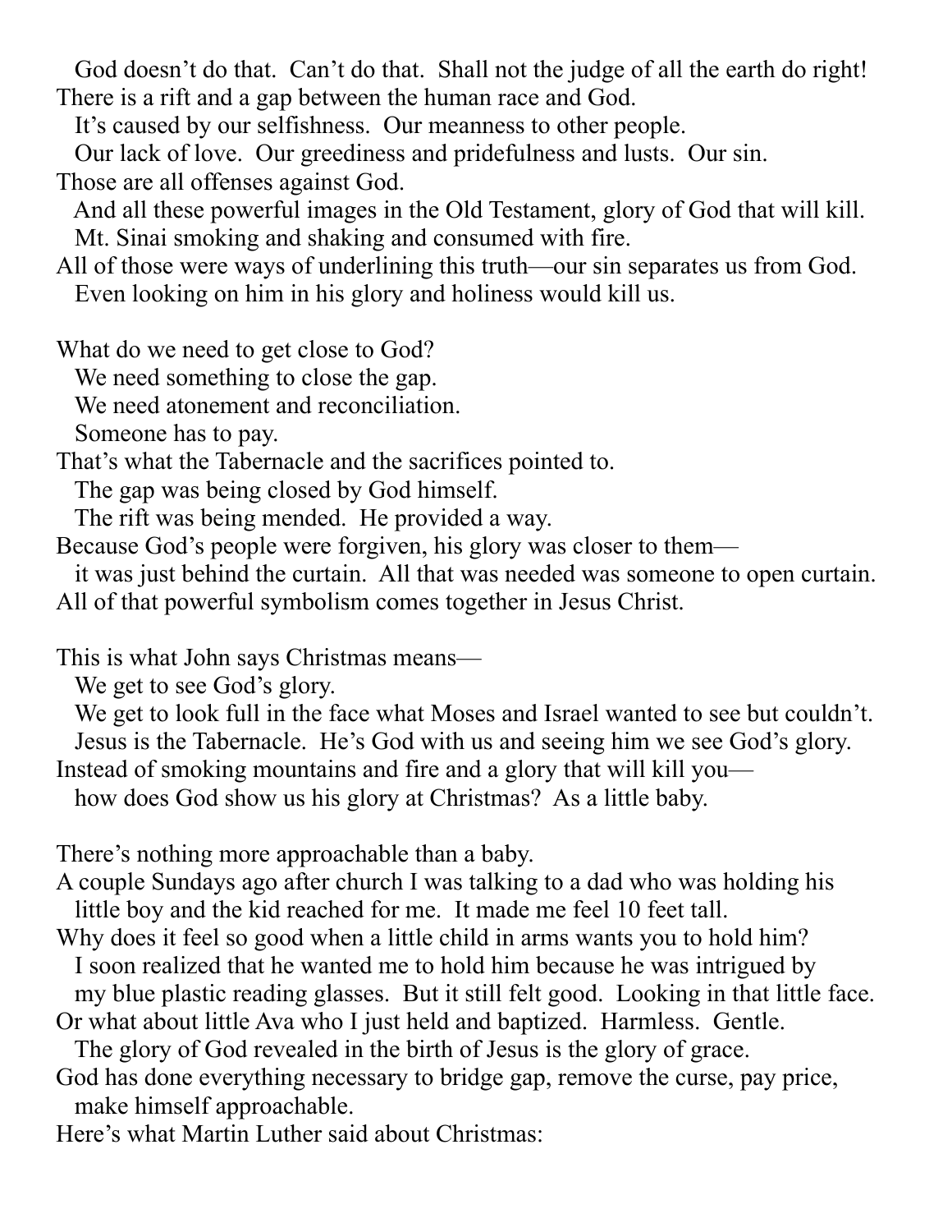God doesn't do that. Can't do that. Shall not the judge of all the earth do right!
There is a rift and a gap between the human race and God.
It's caused by our selfishness. Our meanness to other people.
Our lack of love. Our greediness and pridefulness and lusts. Our sin.
Those are all offenses against God.
And all these powerful images in the Old Testament, glory of God that will kill.
Mt. Sinai smoking and shaking and consumed with fire.
All of those were ways of underlining this truth—our sin separates us from God.
Even looking on him in his glory and holiness would kill us.

What do we need to get close to God?
We need something to close the gap.
We need atonement and reconciliation.
Someone has to pay.
That's what the Tabernacle and the sacrifices pointed to.
The gap was being closed by God himself.
The rift was being mended. He provided a way.
Because God's people were forgiven, his glory was closer to them—
it was just behind the curtain. All that was needed was someone to open curtain.
All of that powerful symbolism comes together in Jesus Christ.

This is what John says Christmas means—
We get to see God's glory.
We get to look full in the face what Moses and Israel wanted to see but couldn't.
Jesus is the Tabernacle. He's God with us and seeing him we see God's glory.
Instead of smoking mountains and fire and a glory that will kill you—
how does God show us his glory at Christmas? As a little baby.

There's nothing more approachable than a baby.
A couple Sundays ago after church I was talking to a dad who was holding his little boy and the kid reached for me. It made me feel 10 feet tall.
Why does it feel so good when a little child in arms wants you to hold him?
I soon realized that he wanted me to hold him because he was intrigued by my blue plastic reading glasses. But it still felt good. Looking in that little face.
Or what about little Ava who I just held and baptized. Harmless. Gentle.
The glory of God revealed in the birth of Jesus is the glory of grace.
God has done everything necessary to bridge gap, remove the curse, pay price, make himself approachable.
Here's what Martin Luther said about Christmas: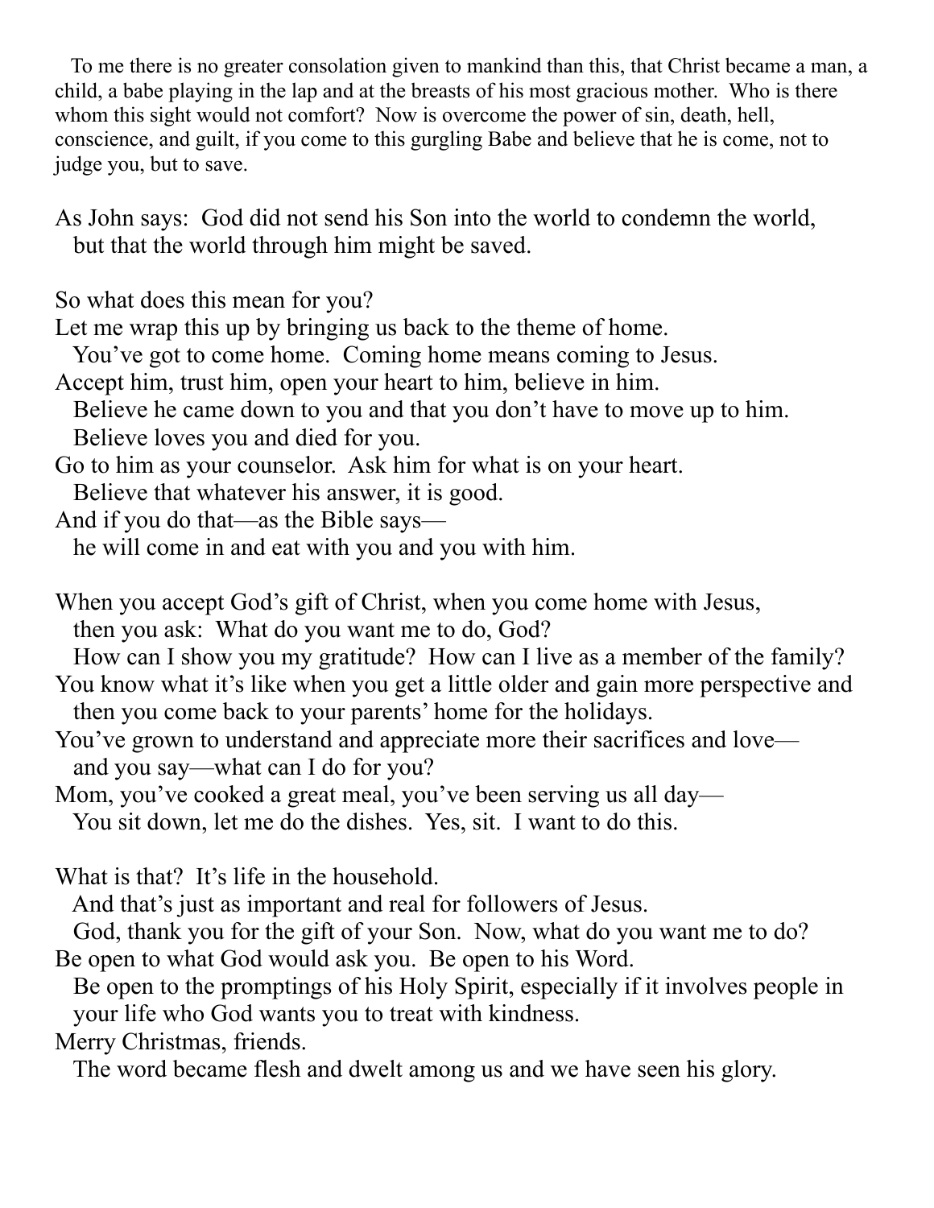To me there is no greater consolation given to mankind than this, that Christ became a man, a child, a babe playing in the lap and at the breasts of his most gracious mother. Who is there whom this sight would not comfort? Now is overcome the power of sin, death, hell, conscience, and guilt, if you come to this gurgling Babe and believe that he is come, not to judge you, but to save.

As John says: God did not send his Son into the world to condemn the world,
but that the world through him might be saved.

So what does this mean for you?
Let me wrap this up by bringing us back to the theme of home.
You've got to come home. Coming home means coming to Jesus.
Accept him, trust him, open your heart to him, believe in him.
Believe he came down to you and that you don't have to move up to him.
Believe loves you and died for you.
Go to him as your counselor. Ask him for what is on your heart.
Believe that whatever his answer, it is good.
And if you do that—as the Bible says—
he will come in and eat with you and you with him.

When you accept God's gift of Christ, when you come home with Jesus,
then you ask: What do you want me to do, God?
How can I show you my gratitude? How can I live as a member of the family?
You know what it's like when you get a little older and gain more perspective and
then you come back to your parents' home for the holidays.
You've grown to understand and appreciate more their sacrifices and love—
and you say—what can I do for you?
Mom, you've cooked a great meal, you've been serving us all day—
You sit down, let me do the dishes. Yes, sit. I want to do this.

What is that? It's life in the household.
And that's just as important and real for followers of Jesus.
God, thank you for the gift of your Son. Now, what do you want me to do?
Be open to what God would ask you. Be open to his Word.
Be open to the promptings of his Holy Spirit, especially if it involves people in your life who God wants you to treat with kindness.
Merry Christmas, friends.
The word became flesh and dwelt among us and we have seen his glory.